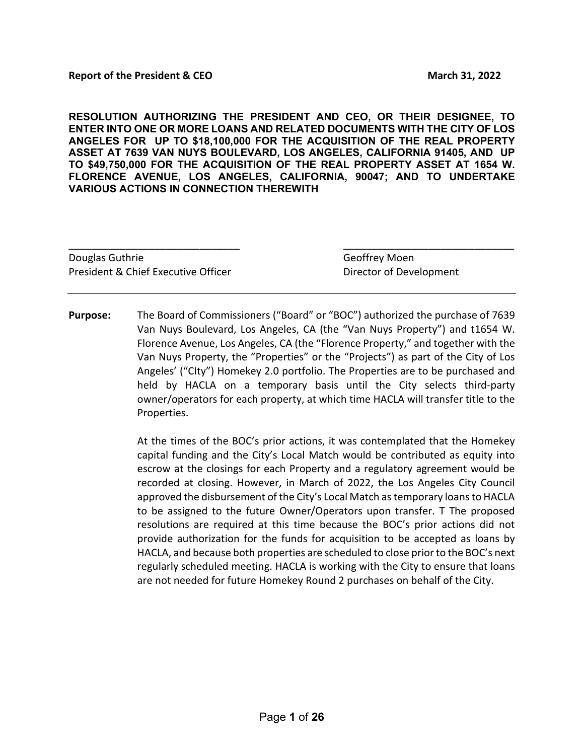**Report of the President & CEO** **March 31, 2022**

**RESOLUTION AUTHORIZING THE PRESIDENT AND CEO, OR THEIR DESIGNEE, TO ENTER INTO ONE OR MORE LOANS AND RELATED DOCUMENTS WITH THE CITY OF LOS ANGELES FOR UP TO $18,100,000 FOR THE ACQUISITION OF THE REAL PROPERTY ASSET AT 7639 VAN NUYS BOULEVARD, LOS ANGELES, CALIFORNIA 91405, AND UP TO $49,750,000 FOR THE ACQUISITION OF THE REAL PROPERTY ASSET AT 1654 W. FLORENCE AVENUE, LOS ANGELES, CALIFORNIA, 90047; AND TO UNDERTAKE VARIOUS ACTIONS IN CONNECTION THEREWITH**

| \_\_\_\_\_\_\_\_\_\_\_\_\_\_\_\_\_\_\_\_\_\_\_\_\_\_\_\_\_\_ | \_\_\_\_\_\_\_\_\_\_\_\_\_\_\_\_\_\_\_\_\_\_\_\_\_\_\_\_\_\_ |
|---|---|
| Douglas Guthrie | Geoffrey Moen |
| President & Chief Executive Officer | Director of Development |

---

**Purpose:** The Board of Commissioners ("Board" or "BOC") authorized the purchase of 7639 Van Nuys Boulevard, Los Angeles, CA (the "Van Nuys Property") and t1654 W. Florence Avenue, Los Angeles, CA (the "Florence Property," and together with the Van Nuys Property, the "Properties" or the "Projects") as part of the City of Los Angeles' ("CIty") Homekey 2.0 portfolio. The Properties are to be purchased and held by HACLA on a temporary basis until the City selects third-party owner/operators for each property, at which time HACLA will transfer title to the Properties.

At the times of the BOC's prior actions, it was contemplated that the Homekey capital funding and the City's Local Match would be contributed as equity into escrow at the closings for each Property and a regulatory agreement would be recorded at closing. However, in March of 2022, the Los Angeles City Council approved the disbursement of the City's Local Match as temporary loans to HACLA to be assigned to the future Owner/Operators upon transfer. T The proposed resolutions are required at this time because the BOC's prior actions did not provide authorization for the funds for acquisition to be accepted as loans by HACLA, and because both properties are scheduled to close prior to the BOC's next regularly scheduled meeting. HACLA is working with the City to ensure that loans are not needed for future Homekey Round 2 purchases on behalf of the City.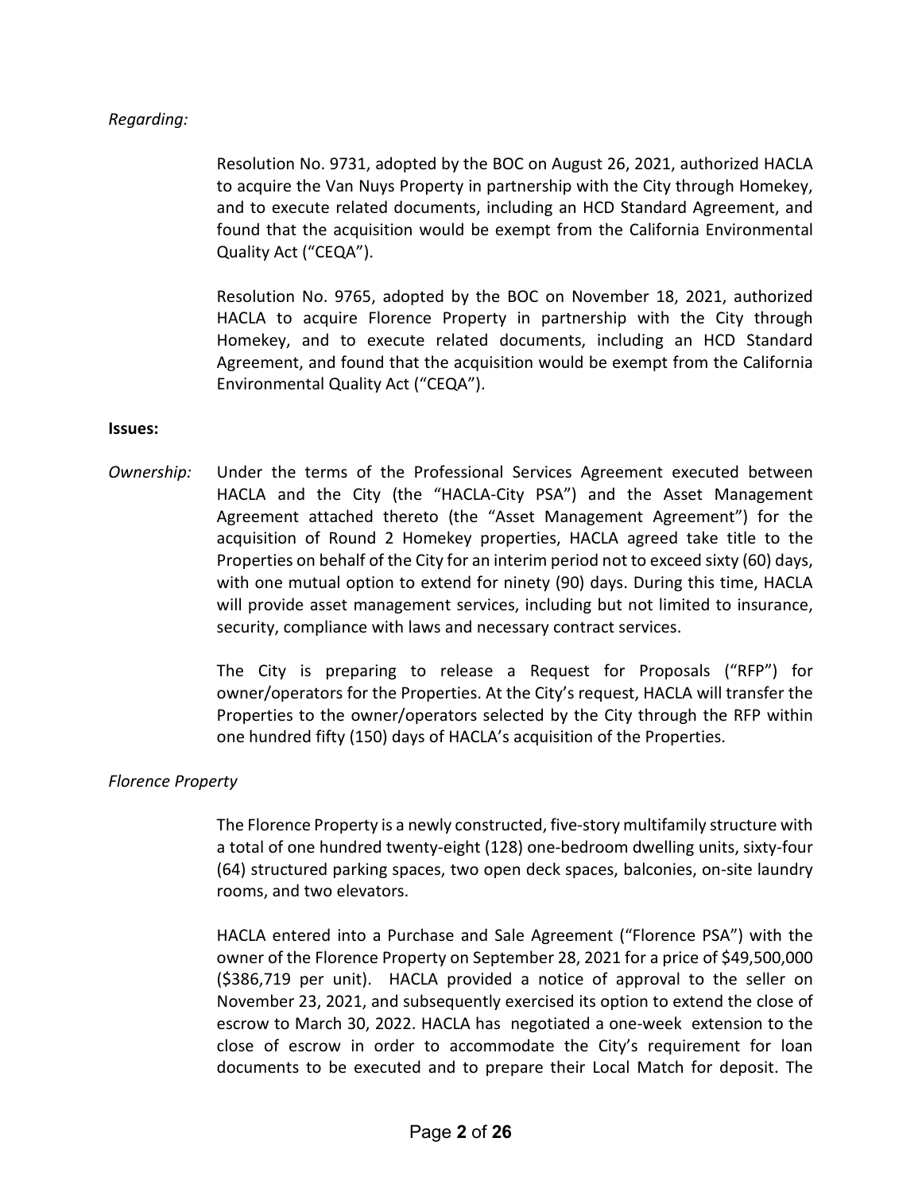*Regarding:*

Resolution No. 9731, adopted by the BOC on August 26, 2021, authorized HACLA to acquire the Van Nuys Property in partnership with the City through Homekey, and to execute related documents, including an HCD Standard Agreement, and found that the acquisition would be exempt from the California Environmental Quality Act ("CEQA").

Resolution No. 9765, adopted by the BOC on November 18, 2021, authorized HACLA to acquire Florence Property in partnership with the City through Homekey, and to execute related documents, including an HCD Standard Agreement, and found that the acquisition would be exempt from the California Environmental Quality Act ("CEQA").

**Issues:**

*Ownership:* Under the terms of the Professional Services Agreement executed between HACLA and the City (the "HACLA-City PSA") and the Asset Management Agreement attached thereto (the "Asset Management Agreement") for the acquisition of Round 2 Homekey properties, HACLA agreed take title to the Properties on behalf of the City for an interim period not to exceed sixty (60) days, with one mutual option to extend for ninety (90) days. During this time, HACLA will provide asset management services, including but not limited to insurance, security, compliance with laws and necessary contract services.

The City is preparing to release a Request for Proposals ("RFP") for owner/operators for the Properties. At the City's request, HACLA will transfer the Properties to the owner/operators selected by the City through the RFP within one hundred fifty (150) days of HACLA's acquisition of the Properties.

*Florence Property*

The Florence Property is a newly constructed, five-story multifamily structure with a total of one hundred twenty-eight (128) one-bedroom dwelling units, sixty-four (64) structured parking spaces, two open deck spaces, balconies, on-site laundry rooms, and two elevators.

HACLA entered into a Purchase and Sale Agreement ("Florence PSA") with the owner of the Florence Property on September 28, 2021 for a price of $49,500,000 ($386,719 per unit). HACLA provided a notice of approval to the seller on November 23, 2021, and subsequently exercised its option to extend the close of escrow to March 30, 2022. HACLA has negotiated a one-week extension to the close of escrow in order to accommodate the City's requirement for loan documents to be executed and to prepare their Local Match for deposit. The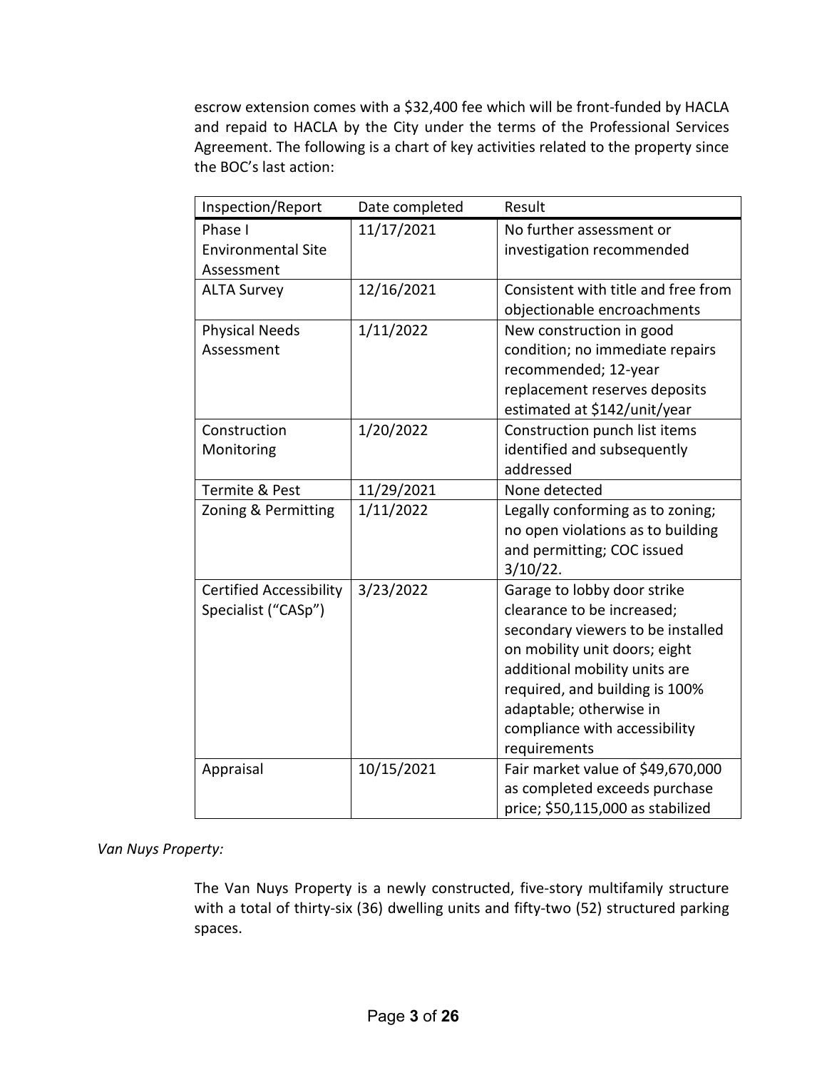escrow extension comes with a $32,400 fee which will be front-funded by HACLA and repaid to HACLA by the City under the terms of the Professional Services Agreement. The following is a chart of key activities related to the property since the BOC's last action:

| Inspection/Report | Date completed | Result |
|---|---|---|
| Phase I Environmental Site Assessment | 11/17/2021 | No further assessment or investigation recommended |
| ALTA Survey | 12/16/2021 | Consistent with title and free from objectionable encroachments |
| Physical Needs Assessment | 1/11/2022 | New construction in good condition; no immediate repairs recommended; 12-year replacement reserves deposits estimated at $142/unit/year |
| Construction Monitoring | 1/20/2022 | Construction punch list items identified and subsequently addressed |
| Termite & Pest | 11/29/2021 | None detected |
| Zoning & Permitting | 1/11/2022 | Legally conforming as to zoning; no open violations as to building and permitting; COC issued 3/10/22. |
| Certified Accessibility Specialist ("CASp") | 3/23/2022 | Garage to lobby door strike clearance to be increased; secondary viewers to be installed on mobility unit doors; eight additional mobility units are required, and building is 100% adaptable; otherwise in compliance with accessibility requirements |
| Appraisal | 10/15/2021 | Fair market value of $49,670,000 as completed exceeds purchase price; $50,115,000 as stabilized |

*Van Nuys Property:*

The Van Nuys Property is a newly constructed, five-story multifamily structure with a total of thirty-six (36) dwelling units and fifty-two (52) structured parking spaces.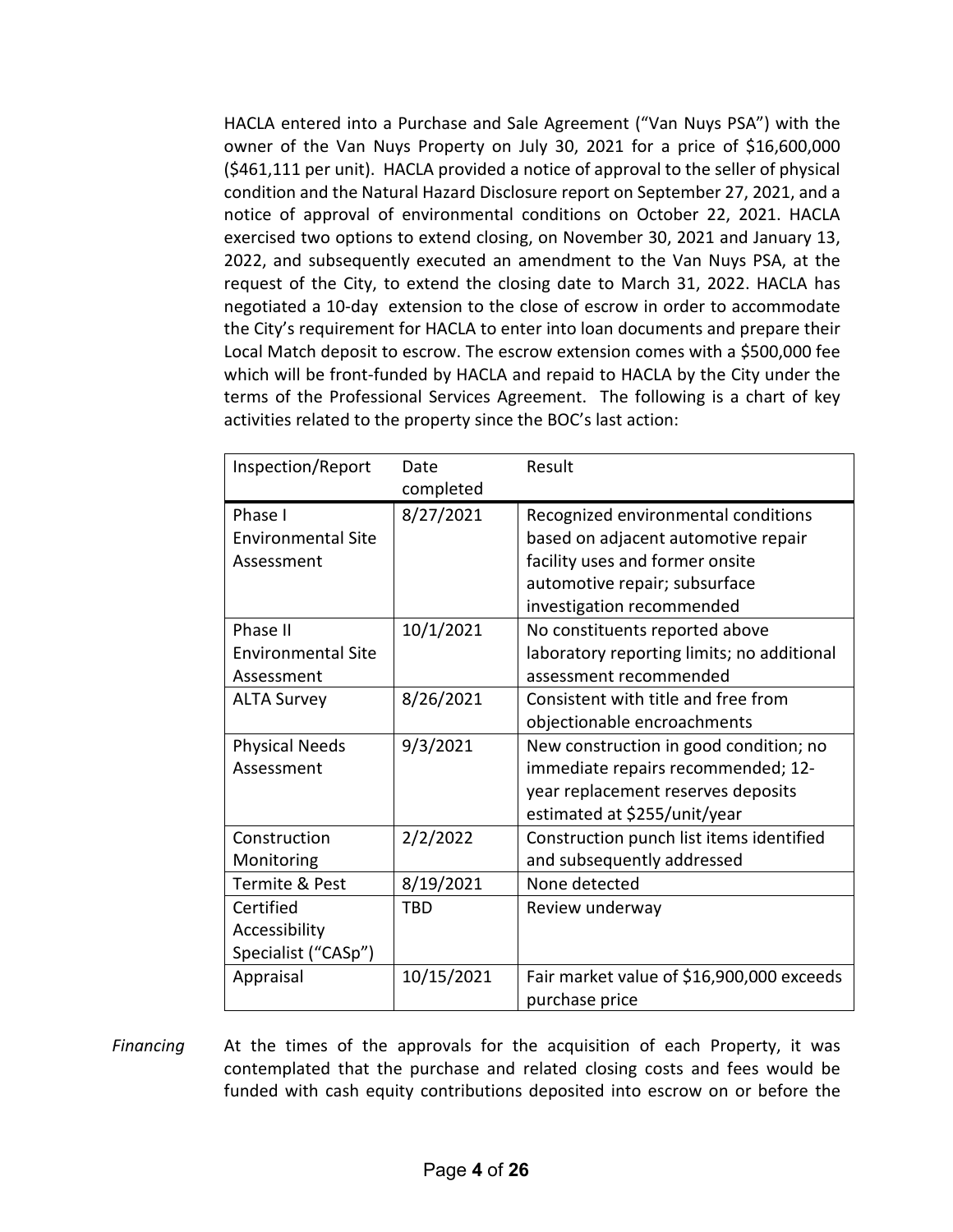HACLA entered into a Purchase and Sale Agreement ("Van Nuys PSA") with the owner of the Van Nuys Property on July 30, 2021 for a price of $16,600,000 ($461,111 per unit). HACLA provided a notice of approval to the seller of physical condition and the Natural Hazard Disclosure report on September 27, 2021, and a notice of approval of environmental conditions on October 22, 2021. HACLA exercised two options to extend closing, on November 30, 2021 and January 13, 2022, and subsequently executed an amendment to the Van Nuys PSA, at the request of the City, to extend the closing date to March 31, 2022. HACLA has negotiated a 10-day extension to the close of escrow in order to accommodate the City's requirement for HACLA to enter into loan documents and prepare their Local Match deposit to escrow. The escrow extension comes with a $500,000 fee which will be front-funded by HACLA and repaid to HACLA by the City under the terms of the Professional Services Agreement. The following is a chart of key activities related to the property since the BOC's last action:

| Inspection/Report | Date completed | Result |
|---|---|---|
| Phase I Environmental Site Assessment | 8/27/2021 | Recognized environmental conditions based on adjacent automotive repair facility uses and former onsite automotive repair; subsurface investigation recommended |
| Phase II Environmental Site Assessment | 10/1/2021 | No constituents reported above laboratory reporting limits; no additional assessment recommended |
| ALTA Survey | 8/26/2021 | Consistent with title and free from objectionable encroachments |
| Physical Needs Assessment | 9/3/2021 | New construction in good condition; no immediate repairs recommended; 12-year replacement reserves deposits estimated at $255/unit/year |
| Construction Monitoring | 2/2/2022 | Construction punch list items identified and subsequently addressed |
| Termite & Pest | 8/19/2021 | None detected |
| Certified Accessibility Specialist ("CASp") | TBD | Review underway |
| Appraisal | 10/15/2021 | Fair market value of $16,900,000 exceeds purchase price |

*Financing*

At the times of the approvals for the acquisition of each Property, it was contemplated that the purchase and related closing costs and fees would be funded with cash equity contributions deposited into escrow on or before the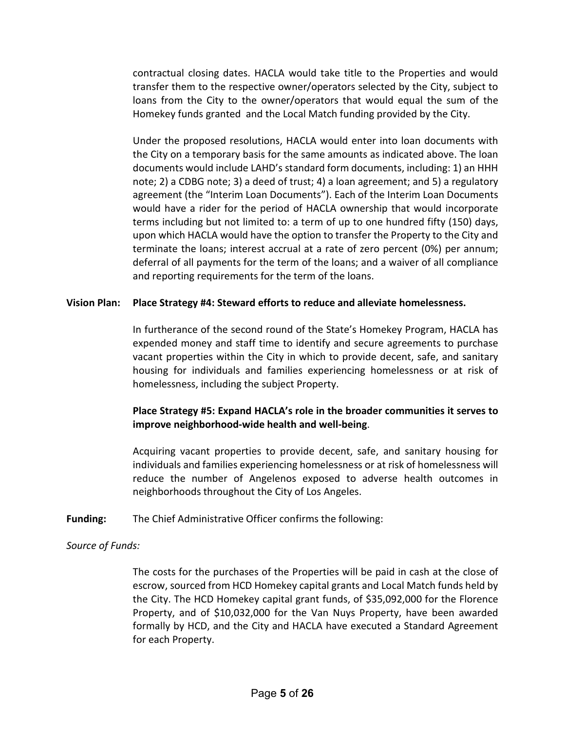contractual closing dates. HACLA would take title to the Properties and would transfer them to the respective owner/operators selected by the City, subject to loans from the City to the owner/operators that would equal the sum of the Homekey funds granted and the Local Match funding provided by the City.

Under the proposed resolutions, HACLA would enter into loan documents with the City on a temporary basis for the same amounts as indicated above. The loan documents would include LAHD's standard form documents, including: 1) an HHH note; 2) a CDBG note; 3) a deed of trust; 4) a loan agreement; and 5) a regulatory agreement (the "Interim Loan Documents"). Each of the Interim Loan Documents would have a rider for the period of HACLA ownership that would incorporate terms including but not limited to: a term of up to one hundred fifty (150) days, upon which HACLA would have the option to transfer the Property to the City and terminate the loans; interest accrual at a rate of zero percent (0%) per annum; deferral of all payments for the term of the loans; and a waiver of all compliance and reporting requirements for the term of the loans.

**Vision Plan: Place Strategy #4: Steward efforts to reduce and alleviate homelessness.**

In furtherance of the second round of the State's Homekey Program, HACLA has expended money and staff time to identify and secure agreements to purchase vacant properties within the City in which to provide decent, safe, and sanitary housing for individuals and families experiencing homelessness or at risk of homelessness, including the subject Property.

**Place Strategy #5: Expand HACLA's role in the broader communities it serves to improve neighborhood-wide health and well-being**.

Acquiring vacant properties to provide decent, safe, and sanitary housing for individuals and families experiencing homelessness or at risk of homelessness will reduce the number of Angelenos exposed to adverse health outcomes in neighborhoods throughout the City of Los Angeles.

**Funding:** The Chief Administrative Officer confirms the following:

*Source of Funds:*

The costs for the purchases of the Properties will be paid in cash at the close of escrow, sourced from HCD Homekey capital grants and Local Match funds held by the City. The HCD Homekey capital grant funds, of $35,092,000 for the Florence Property, and of $10,032,000 for the Van Nuys Property, have been awarded formally by HCD, and the City and HACLA have executed a Standard Agreement for each Property.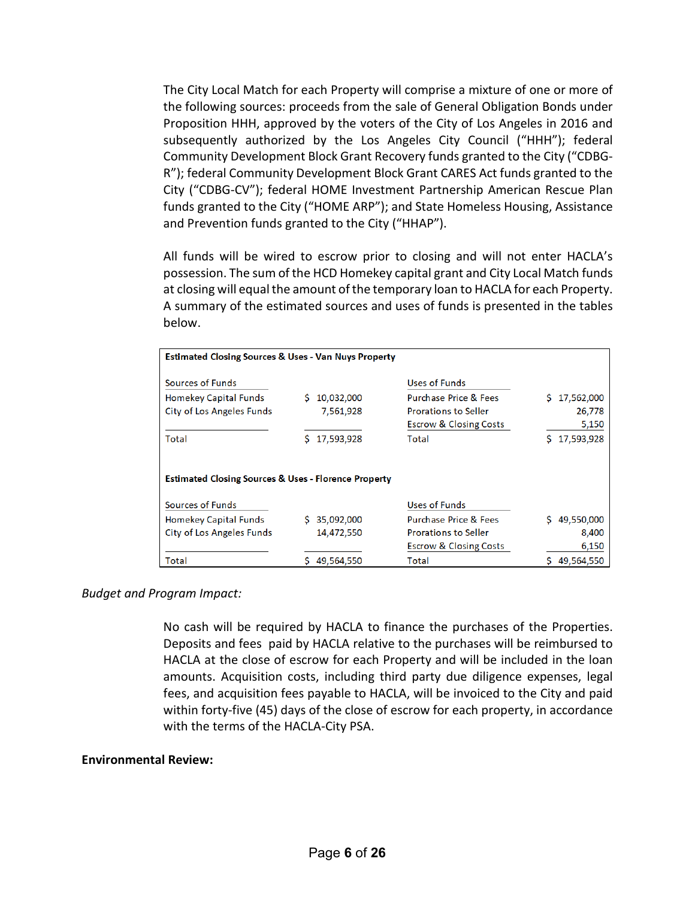The City Local Match for each Property will comprise a mixture of one or more of the following sources: proceeds from the sale of General Obligation Bonds under Proposition HHH, approved by the voters of the City of Los Angeles in 2016 and subsequently authorized by the Los Angeles City Council ("HHH"); federal Community Development Block Grant Recovery funds granted to the City ("CDBG-R"); federal Community Development Block Grant CARES Act funds granted to the City ("CDBG-CV"); federal HOME Investment Partnership American Rescue Plan funds granted to the City ("HOME ARP"); and State Homeless Housing, Assistance and Prevention funds granted to the City ("HHAP").

All funds will be wired to escrow prior to closing and will not enter HACLA's possession. The sum of the HCD Homekey capital grant and City Local Match funds at closing will equal the amount of the temporary loan to HACLA for each Property. A summary of the estimated sources and uses of funds is presented in the tables below.

**Estimated Closing Sources & Uses - Van Nuys Property**

| Sources of Funds | | Uses of Funds | |
|---|---|---|---|
| Homekey Capital Funds | $ 10,032,000 | Purchase Price & Fees | $ 17,562,000 |
| City of Los Angeles Funds | 7,561,928 | Prorations to Seller | 26,778 |
| | | Escrow & Closing Costs | 5,150 |
| Total | $ 17,593,928 | Total | $ 17,593,928 |

**Estimated Closing Sources & Uses - Florence Property**

| Sources of Funds | | Uses of Funds | |
|---|---|---|---|
| Homekey Capital Funds | $ 35,092,000 | Purchase Price & Fees | $ 49,550,000 |
| City of Los Angeles Funds | 14,472,550 | Prorations to Seller | 8,400 |
| | | Escrow & Closing Costs | 6,150 |
| Total | $ 49,564,550 | Total | $ 49,564,550 |

*Budget and Program Impact:*

No cash will be required by HACLA to finance the purchases of the Properties. Deposits and fees paid by HACLA relative to the purchases will be reimbursed to HACLA at the close of escrow for each Property and will be included in the loan amounts. Acquisition costs, including third party due diligence expenses, legal fees, and acquisition fees payable to HACLA, will be invoiced to the City and paid within forty-five (45) days of the close of escrow for each property, in accordance with the terms of the HACLA-City PSA.

**Environmental Review:**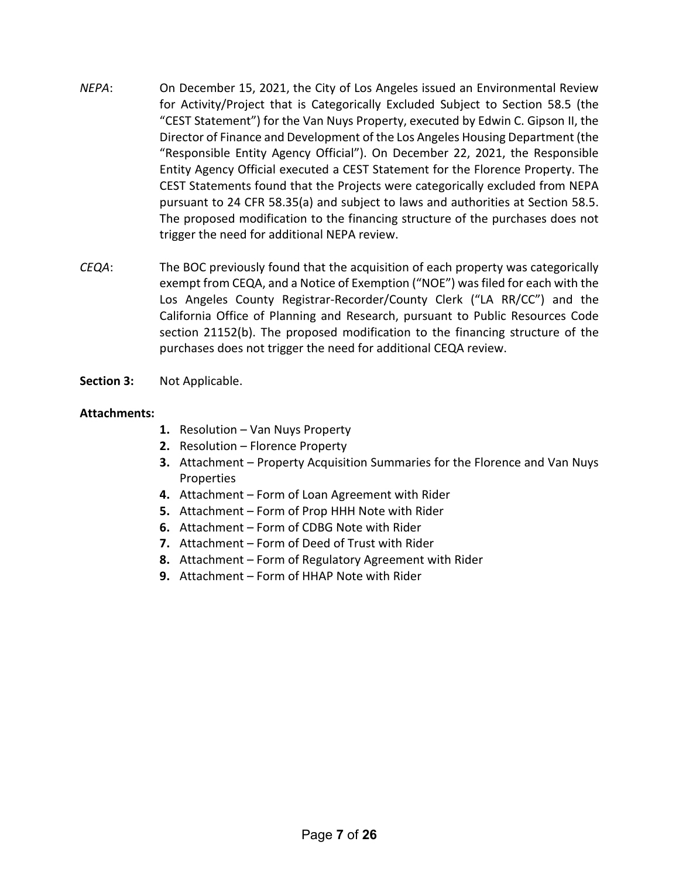*NEPA*: On December 15, 2021, the City of Los Angeles issued an Environmental Review for Activity/Project that is Categorically Excluded Subject to Section 58.5 (the "CEST Statement") for the Van Nuys Property, executed by Edwin C. Gipson II, the Director of Finance and Development of the Los Angeles Housing Department (the "Responsible Entity Agency Official"). On December 22, 2021, the Responsible Entity Agency Official executed a CEST Statement for the Florence Property. The CEST Statements found that the Projects were categorically excluded from NEPA pursuant to 24 CFR 58.35(a) and subject to laws and authorities at Section 58.5. The proposed modification to the financing structure of the purchases does not trigger the need for additional NEPA review.

*CEQA*: The BOC previously found that the acquisition of each property was categorically exempt from CEQA, and a Notice of Exemption ("NOE") was filed for each with the Los Angeles County Registrar-Recorder/County Clerk ("LA RR/CC") and the California Office of Planning and Research, pursuant to Public Resources Code section 21152(b). The proposed modification to the financing structure of the purchases does not trigger the need for additional CEQA review.

**Section 3:** Not Applicable.

**Attachments:**

1. Resolution – Van Nuys Property
2. Resolution – Florence Property
3. Attachment – Property Acquisition Summaries for the Florence and Van Nuys Properties
4. Attachment – Form of Loan Agreement with Rider
5. Attachment – Form of Prop HHH Note with Rider
6. Attachment – Form of CDBG Note with Rider
7. Attachment – Form of Deed of Trust with Rider
8. Attachment – Form of Regulatory Agreement with Rider
9. Attachment – Form of HHAP Note with Rider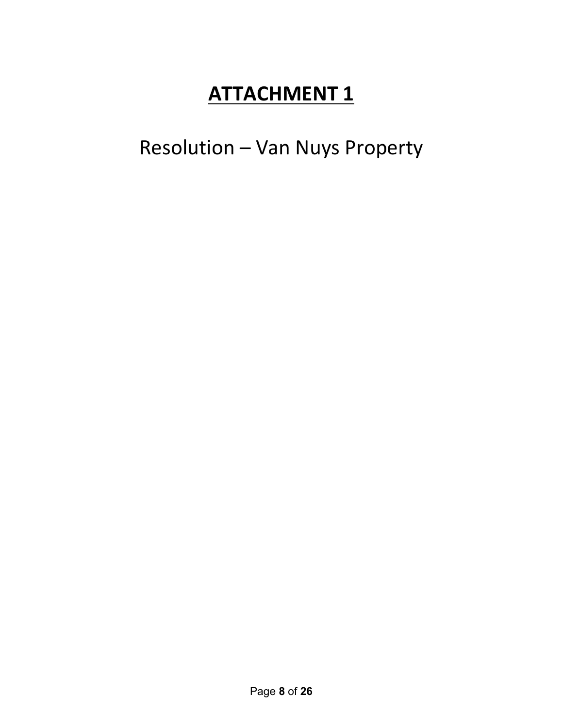# **ATTACHMENT 1**

Resolution – Van Nuys Property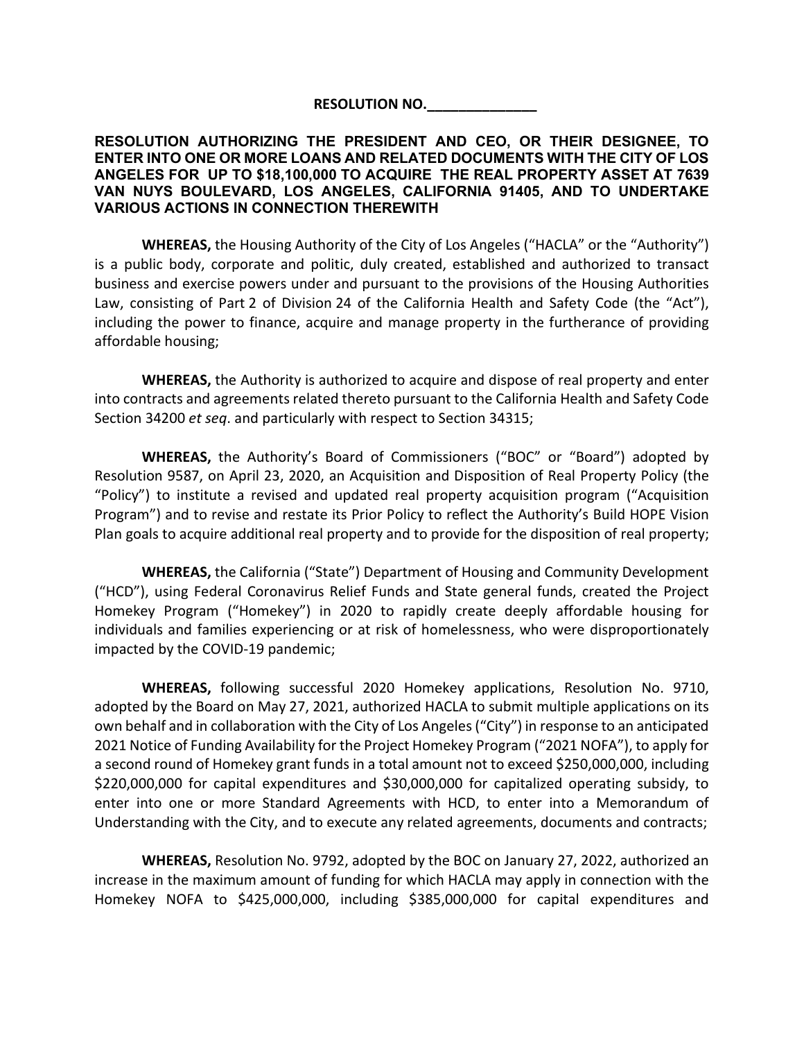**RESOLUTION NO.______________**

**RESOLUTION AUTHORIZING THE PRESIDENT AND CEO, OR THEIR DESIGNEE, TO ENTER INTO ONE OR MORE LOANS AND RELATED DOCUMENTS WITH THE CITY OF LOS ANGELES FOR UP TO $18,100,000 TO ACQUIRE THE REAL PROPERTY ASSET AT 7639 VAN NUYS BOULEVARD, LOS ANGELES, CALIFORNIA 91405, AND TO UNDERTAKE VARIOUS ACTIONS IN CONNECTION THEREWITH**

**WHEREAS,** the Housing Authority of the City of Los Angeles ("HACLA" or the "Authority") is a public body, corporate and politic, duly created, established and authorized to transact business and exercise powers under and pursuant to the provisions of the Housing Authorities Law, consisting of Part 2 of Division 24 of the California Health and Safety Code (the "Act"), including the power to finance, acquire and manage property in the furtherance of providing affordable housing;

**WHEREAS,** the Authority is authorized to acquire and dispose of real property and enter into contracts and agreements related thereto pursuant to the California Health and Safety Code Section 34200 *et seq*. and particularly with respect to Section 34315;

**WHEREAS,** the Authority's Board of Commissioners ("BOC" or "Board") adopted by Resolution 9587, on April 23, 2020, an Acquisition and Disposition of Real Property Policy (the "Policy") to institute a revised and updated real property acquisition program ("Acquisition Program") and to revise and restate its Prior Policy to reflect the Authority's Build HOPE Vision Plan goals to acquire additional real property and to provide for the disposition of real property;

**WHEREAS,** the California ("State") Department of Housing and Community Development ("HCD"), using Federal Coronavirus Relief Funds and State general funds, created the Project Homekey Program ("Homekey") in 2020 to rapidly create deeply affordable housing for individuals and families experiencing or at risk of homelessness, who were disproportionately impacted by the COVID-19 pandemic;

**WHEREAS,** following successful 2020 Homekey applications, Resolution No. 9710, adopted by the Board on May 27, 2021, authorized HACLA to submit multiple applications on its own behalf and in collaboration with the City of Los Angeles ("City") in response to an anticipated 2021 Notice of Funding Availability for the Project Homekey Program ("2021 NOFA"), to apply for a second round of Homekey grant funds in a total amount not to exceed $250,000,000, including $220,000,000 for capital expenditures and $30,000,000 for capitalized operating subsidy, to enter into one or more Standard Agreements with HCD, to enter into a Memorandum of Understanding with the City, and to execute any related agreements, documents and contracts;

**WHEREAS,** Resolution No. 9792, adopted by the BOC on January 27, 2022, authorized an increase in the maximum amount of funding for which HACLA may apply in connection with the Homekey NOFA to $425,000,000, including $385,000,000 for capital expenditures and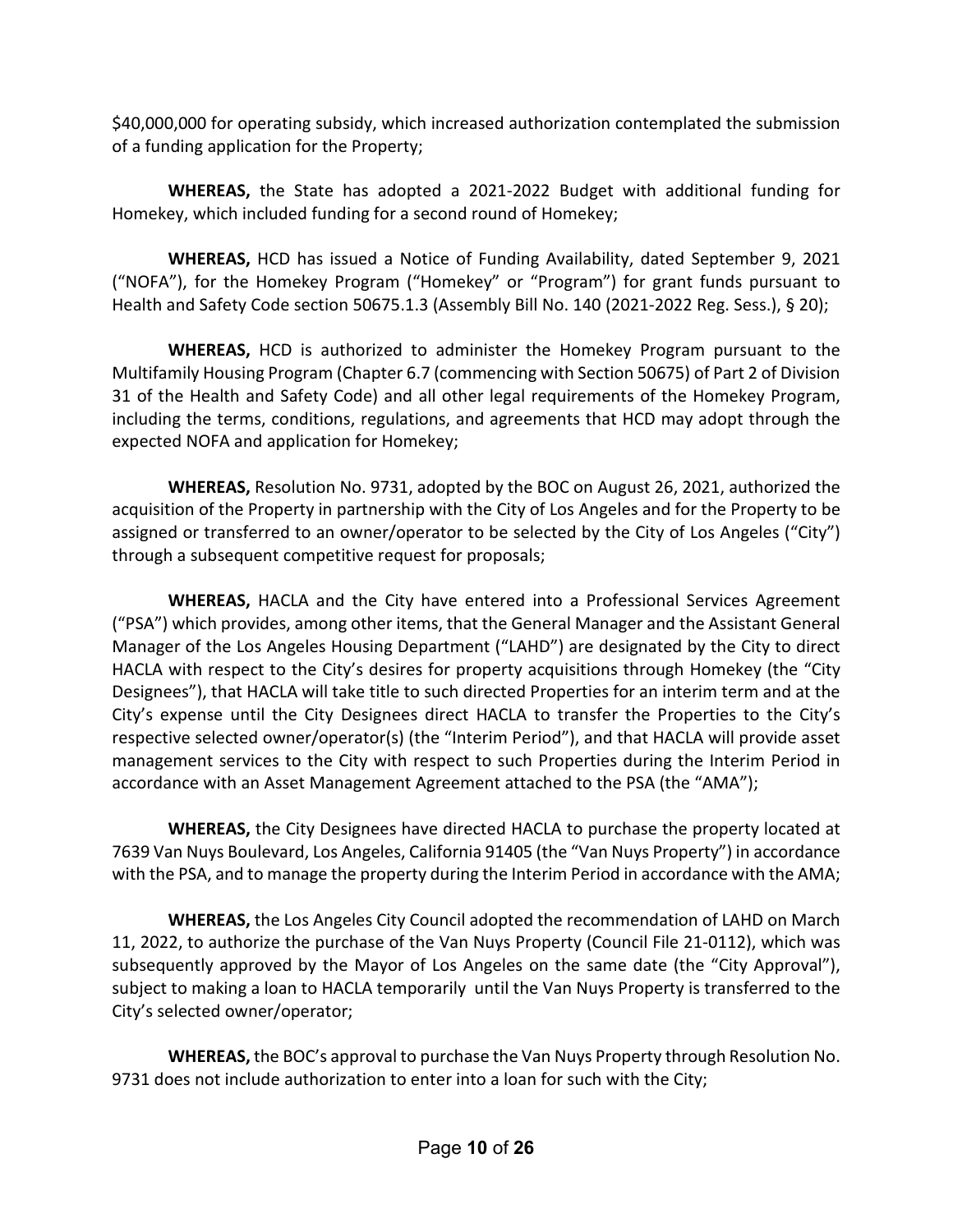$40,000,000 for operating subsidy, which increased authorization contemplated the submission of a funding application for the Property;

**WHEREAS,** the State has adopted a 2021-2022 Budget with additional funding for Homekey, which included funding for a second round of Homekey;

**WHEREAS,** HCD has issued a Notice of Funding Availability, dated September 9, 2021 ("NOFA"), for the Homekey Program ("Homekey" or "Program") for grant funds pursuant to Health and Safety Code section 50675.1.3 (Assembly Bill No. 140 (2021-2022 Reg. Sess.), § 20);

**WHEREAS,** HCD is authorized to administer the Homekey Program pursuant to the Multifamily Housing Program (Chapter 6.7 (commencing with Section 50675) of Part 2 of Division 31 of the Health and Safety Code) and all other legal requirements of the Homekey Program, including the terms, conditions, regulations, and agreements that HCD may adopt through the expected NOFA and application for Homekey;

**WHEREAS,** Resolution No. 9731, adopted by the BOC on August 26, 2021, authorized the acquisition of the Property in partnership with the City of Los Angeles and for the Property to be assigned or transferred to an owner/operator to be selected by the City of Los Angeles ("City") through a subsequent competitive request for proposals;

**WHEREAS,** HACLA and the City have entered into a Professional Services Agreement ("PSA") which provides, among other items, that the General Manager and the Assistant General Manager of the Los Angeles Housing Department ("LAHD") are designated by the City to direct HACLA with respect to the City's desires for property acquisitions through Homekey (the "City Designees"), that HACLA will take title to such directed Properties for an interim term and at the City's expense until the City Designees direct HACLA to transfer the Properties to the City's respective selected owner/operator(s) (the "Interim Period"), and that HACLA will provide asset management services to the City with respect to such Properties during the Interim Period in accordance with an Asset Management Agreement attached to the PSA (the "AMA");

**WHEREAS,** the City Designees have directed HACLA to purchase the property located at 7639 Van Nuys Boulevard, Los Angeles, California 91405 (the "Van Nuys Property") in accordance with the PSA, and to manage the property during the Interim Period in accordance with the AMA;

**WHEREAS,** the Los Angeles City Council adopted the recommendation of LAHD on March 11, 2022, to authorize the purchase of the Van Nuys Property (Council File 21-0112), which was subsequently approved by the Mayor of Los Angeles on the same date (the "City Approval"), subject to making a loan to HACLA temporarily until the Van Nuys Property is transferred to the City's selected owner/operator;

**WHEREAS,** the BOC's approval to purchase the Van Nuys Property through Resolution No. 9731 does not include authorization to enter into a loan for such with the City;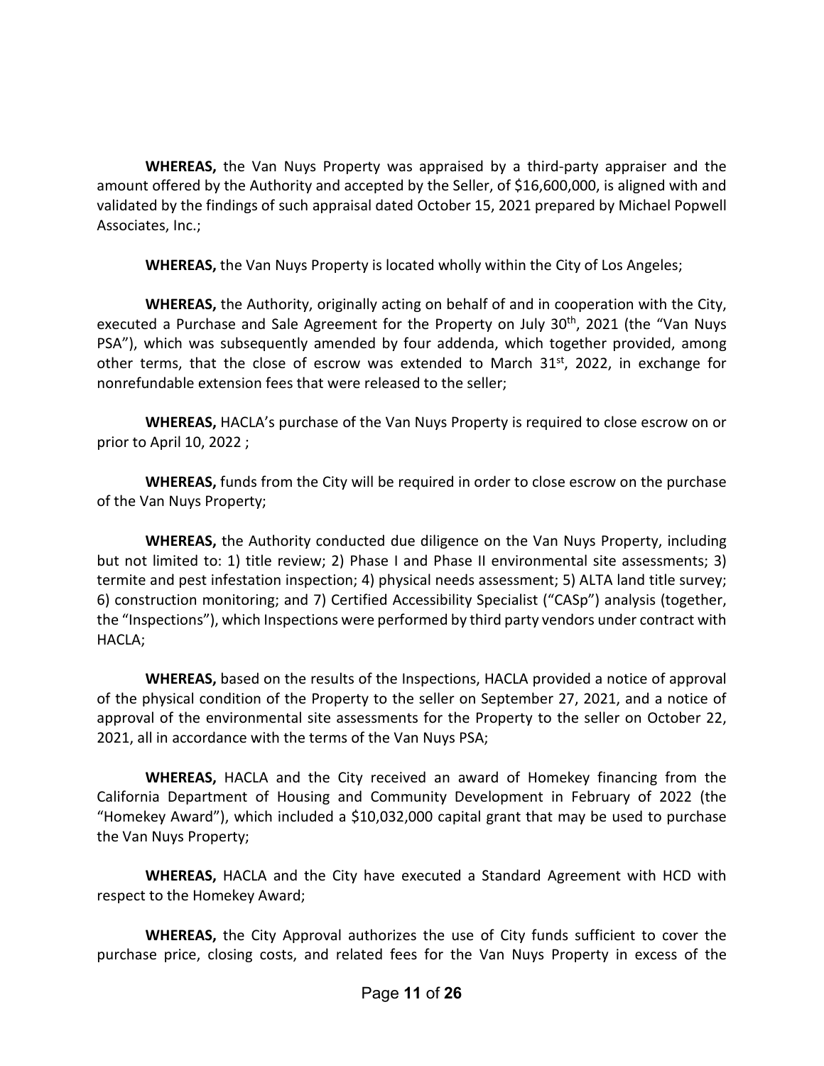**WHEREAS,** the Van Nuys Property was appraised by a third-party appraiser and the amount offered by the Authority and accepted by the Seller, of $16,600,000, is aligned with and validated by the findings of such appraisal dated October 15, 2021 prepared by Michael Popwell Associates, Inc.;

**WHEREAS,** the Van Nuys Property is located wholly within the City of Los Angeles;

**WHEREAS,** the Authority, originally acting on behalf of and in cooperation with the City, executed a Purchase and Sale Agreement for the Property on July 30th, 2021 (the "Van Nuys PSA"), which was subsequently amended by four addenda, which together provided, among other terms, that the close of escrow was extended to March 31st, 2022, in exchange for nonrefundable extension fees that were released to the seller;

**WHEREAS,** HACLA's purchase of the Van Nuys Property is required to close escrow on or prior to April 10, 2022 ;

**WHEREAS,** funds from the City will be required in order to close escrow on the purchase of the Van Nuys Property;

**WHEREAS,** the Authority conducted due diligence on the Van Nuys Property, including but not limited to: 1) title review; 2) Phase I and Phase II environmental site assessments; 3) termite and pest infestation inspection; 4) physical needs assessment; 5) ALTA land title survey; 6) construction monitoring; and 7) Certified Accessibility Specialist ("CASp") analysis (together, the "Inspections"), which Inspections were performed by third party vendors under contract with HACLA;

**WHEREAS,** based on the results of the Inspections, HACLA provided a notice of approval of the physical condition of the Property to the seller on September 27, 2021, and a notice of approval of the environmental site assessments for the Property to the seller on October 22, 2021, all in accordance with the terms of the Van Nuys PSA;

**WHEREAS,** HACLA and the City received an award of Homekey financing from the California Department of Housing and Community Development in February of 2022 (the "Homekey Award"), which included a $10,032,000 capital grant that may be used to purchase the Van Nuys Property;

**WHEREAS,** HACLA and the City have executed a Standard Agreement with HCD with respect to the Homekey Award;

**WHEREAS,** the City Approval authorizes the use of City funds sufficient to cover the purchase price, closing costs, and related fees for the Van Nuys Property in excess of the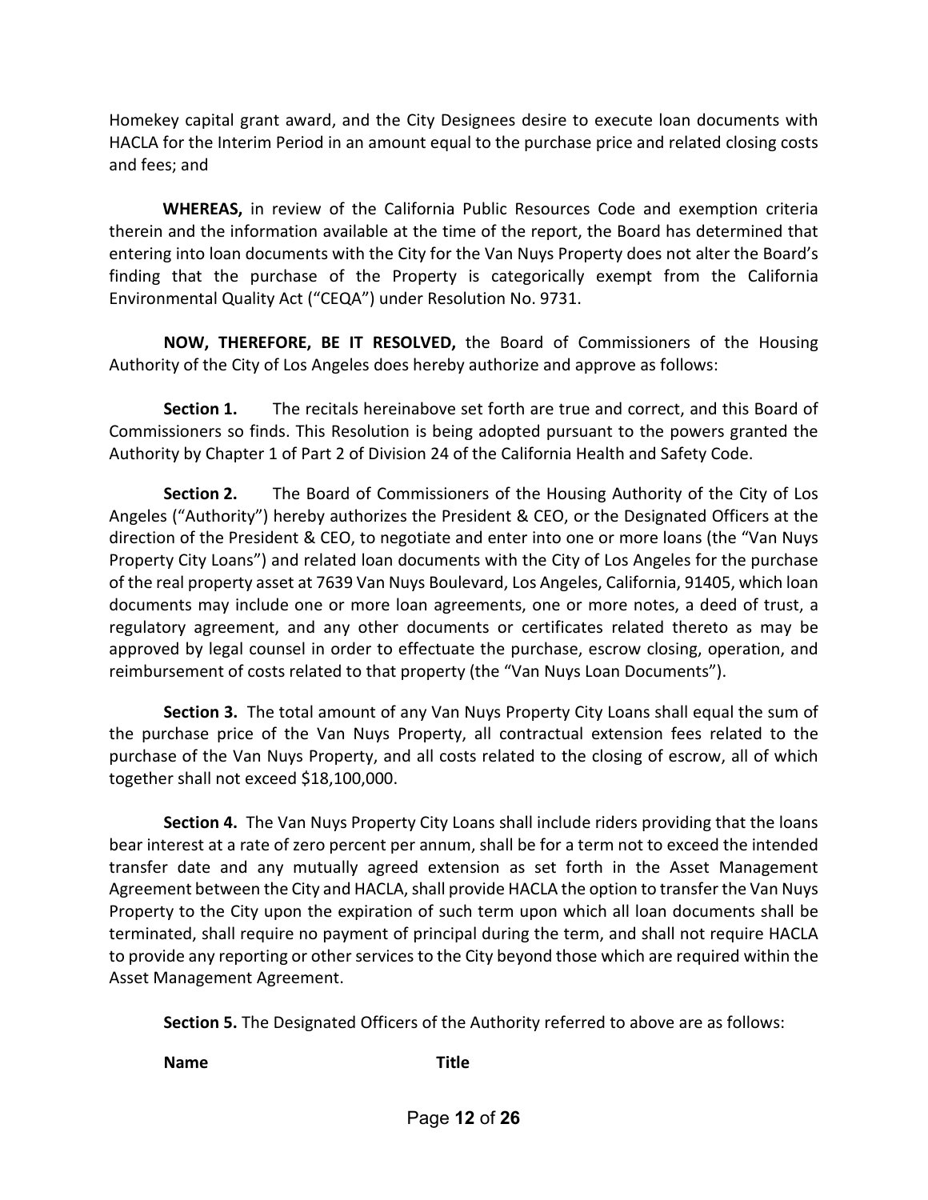Homekey capital grant award, and the City Designees desire to execute loan documents with HACLA for the Interim Period in an amount equal to the purchase price and related closing costs and fees; and

**WHEREAS,** in review of the California Public Resources Code and exemption criteria therein and the information available at the time of the report, the Board has determined that entering into loan documents with the City for the Van Nuys Property does not alter the Board's finding that the purchase of the Property is categorically exempt from the California Environmental Quality Act ("CEQA") under Resolution No. 9731.

**NOW, THEREFORE, BE IT RESOLVED,** the Board of Commissioners of the Housing Authority of the City of Los Angeles does hereby authorize and approve as follows:

**Section 1.** The recitals hereinabove set forth are true and correct, and this Board of Commissioners so finds. This Resolution is being adopted pursuant to the powers granted the Authority by Chapter 1 of Part 2 of Division 24 of the California Health and Safety Code.

**Section 2.** The Board of Commissioners of the Housing Authority of the City of Los Angeles ("Authority") hereby authorizes the President & CEO, or the Designated Officers at the direction of the President & CEO, to negotiate and enter into one or more loans (the "Van Nuys Property City Loans") and related loan documents with the City of Los Angeles for the purchase of the real property asset at 7639 Van Nuys Boulevard, Los Angeles, California, 91405, which loan documents may include one or more loan agreements, one or more notes, a deed of trust, a regulatory agreement, and any other documents or certificates related thereto as may be approved by legal counsel in order to effectuate the purchase, escrow closing, operation, and reimbursement of costs related to that property (the "Van Nuys Loan Documents").

**Section 3.** The total amount of any Van Nuys Property City Loans shall equal the sum of the purchase price of the Van Nuys Property, all contractual extension fees related to the purchase of the Van Nuys Property, and all costs related to the closing of escrow, all of which together shall not exceed $18,100,000.

**Section 4.** The Van Nuys Property City Loans shall include riders providing that the loans bear interest at a rate of zero percent per annum, shall be for a term not to exceed the intended transfer date and any mutually agreed extension as set forth in the Asset Management Agreement between the City and HACLA, shall provide HACLA the option to transfer the Van Nuys Property to the City upon the expiration of such term upon which all loan documents shall be terminated, shall require no payment of principal during the term, and shall not require HACLA to provide any reporting or other services to the City beyond those which are required within the Asset Management Agreement.

**Section 5.** The Designated Officers of the Authority referred to above are as follows:

| **Name** | **Title** |
|---|---|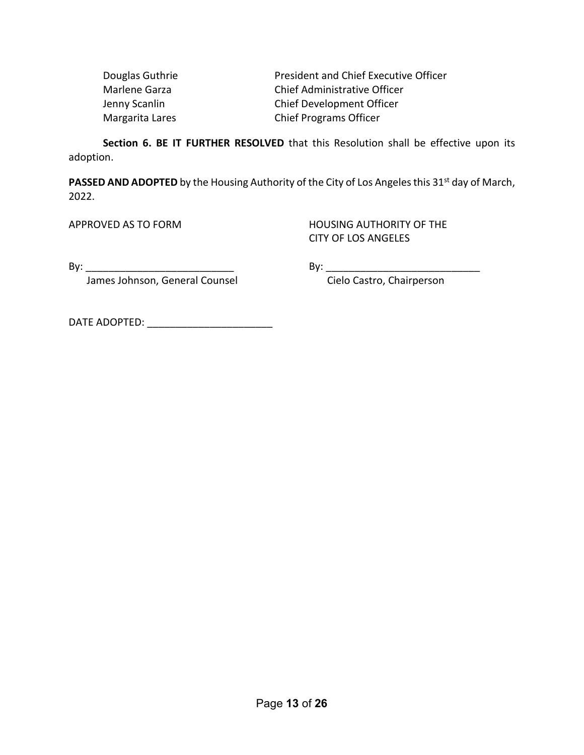| | |
|---|---|
| Douglas Guthrie | President and Chief Executive Officer |
| Marlene Garza | Chief Administrative Officer |
| Jenny Scanlin | Chief Development Officer |
| Margarita Lares | Chief Programs Officer |

**Section 6. BE IT FURTHER RESOLVED** that this Resolution shall be effective upon its adoption.

**PASSED AND ADOPTED** by the Housing Authority of the City of Los Angeles this 31st day of March, 2022.

APPROVED AS TO FORM

By: ___________________________
James Johnson, General Counsel

HOUSING AUTHORITY OF THE CITY OF LOS ANGELES

By: ____________________________
Cielo Castro, Chairperson

DATE ADOPTED: ______________________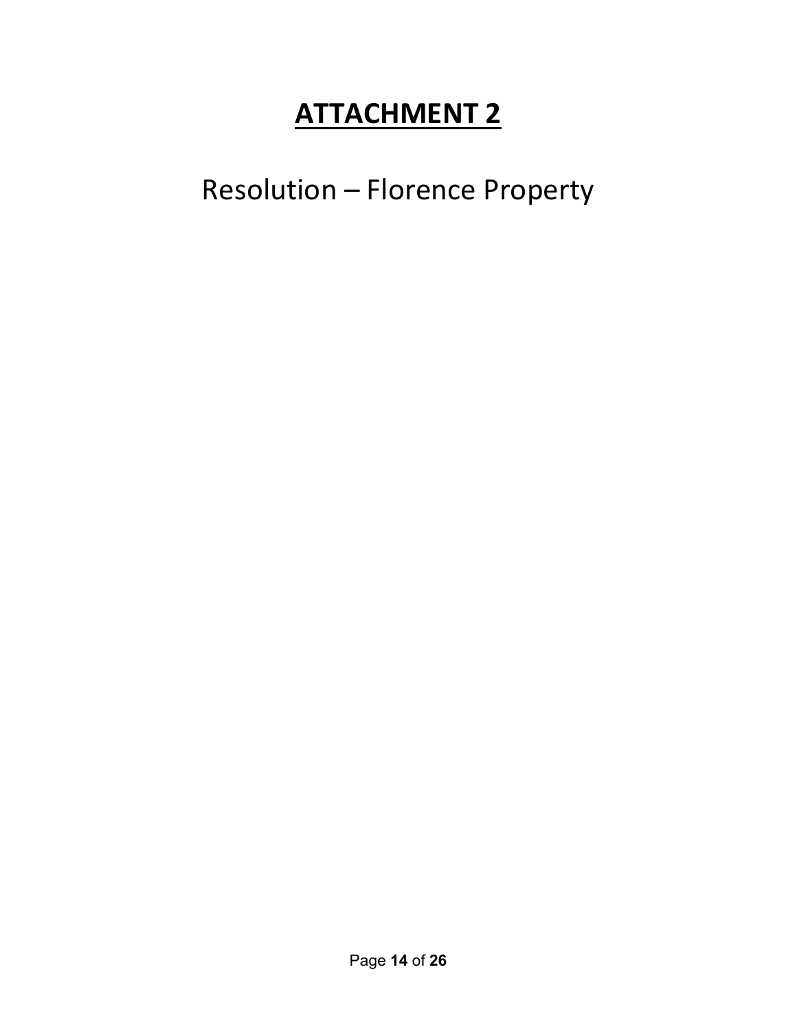# **ATTACHMENT 2**

Resolution – Florence Property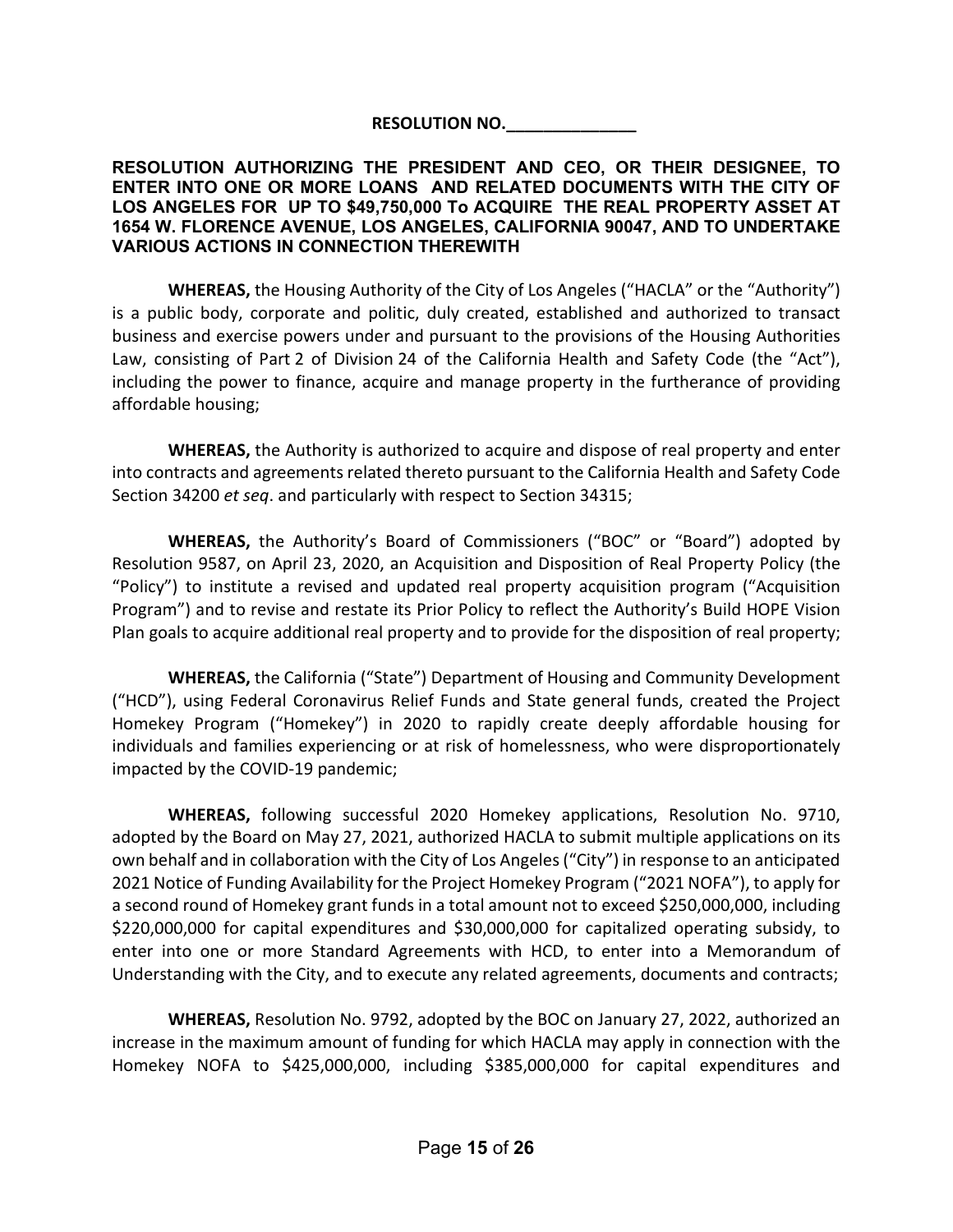**RESOLUTION NO.______________**

**RESOLUTION AUTHORIZING THE PRESIDENT AND CEO, OR THEIR DESIGNEE, TO ENTER INTO ONE OR MORE LOANS AND RELATED DOCUMENTS WITH THE CITY OF LOS ANGELES FOR UP TO $49,750,000 To ACQUIRE THE REAL PROPERTY ASSET AT 1654 W. FLORENCE AVENUE, LOS ANGELES, CALIFORNIA 90047, AND TO UNDERTAKE VARIOUS ACTIONS IN CONNECTION THEREWITH**

**WHEREAS,** the Housing Authority of the City of Los Angeles ("HACLA" or the "Authority") is a public body, corporate and politic, duly created, established and authorized to transact business and exercise powers under and pursuant to the provisions of the Housing Authorities Law, consisting of Part 2 of Division 24 of the California Health and Safety Code (the "Act"), including the power to finance, acquire and manage property in the furtherance of providing affordable housing;

**WHEREAS,** the Authority is authorized to acquire and dispose of real property and enter into contracts and agreements related thereto pursuant to the California Health and Safety Code Section 34200 *et seq*. and particularly with respect to Section 34315;

**WHEREAS,** the Authority's Board of Commissioners ("BOC" or "Board") adopted by Resolution 9587, on April 23, 2020, an Acquisition and Disposition of Real Property Policy (the "Policy") to institute a revised and updated real property acquisition program ("Acquisition Program") and to revise and restate its Prior Policy to reflect the Authority's Build HOPE Vision Plan goals to acquire additional real property and to provide for the disposition of real property;

**WHEREAS,** the California ("State") Department of Housing and Community Development ("HCD"), using Federal Coronavirus Relief Funds and State general funds, created the Project Homekey Program ("Homekey") in 2020 to rapidly create deeply affordable housing for individuals and families experiencing or at risk of homelessness, who were disproportionately impacted by the COVID-19 pandemic;

**WHEREAS,** following successful 2020 Homekey applications, Resolution No. 9710, adopted by the Board on May 27, 2021, authorized HACLA to submit multiple applications on its own behalf and in collaboration with the City of Los Angeles ("City") in response to an anticipated 2021 Notice of Funding Availability for the Project Homekey Program ("2021 NOFA"), to apply for a second round of Homekey grant funds in a total amount not to exceed $250,000,000, including $220,000,000 for capital expenditures and $30,000,000 for capitalized operating subsidy, to enter into one or more Standard Agreements with HCD, to enter into a Memorandum of Understanding with the City, and to execute any related agreements, documents and contracts;

**WHEREAS,** Resolution No. 9792, adopted by the BOC on January 27, 2022, authorized an increase in the maximum amount of funding for which HACLA may apply in connection with the Homekey NOFA to $425,000,000, including $385,000,000 for capital expenditures and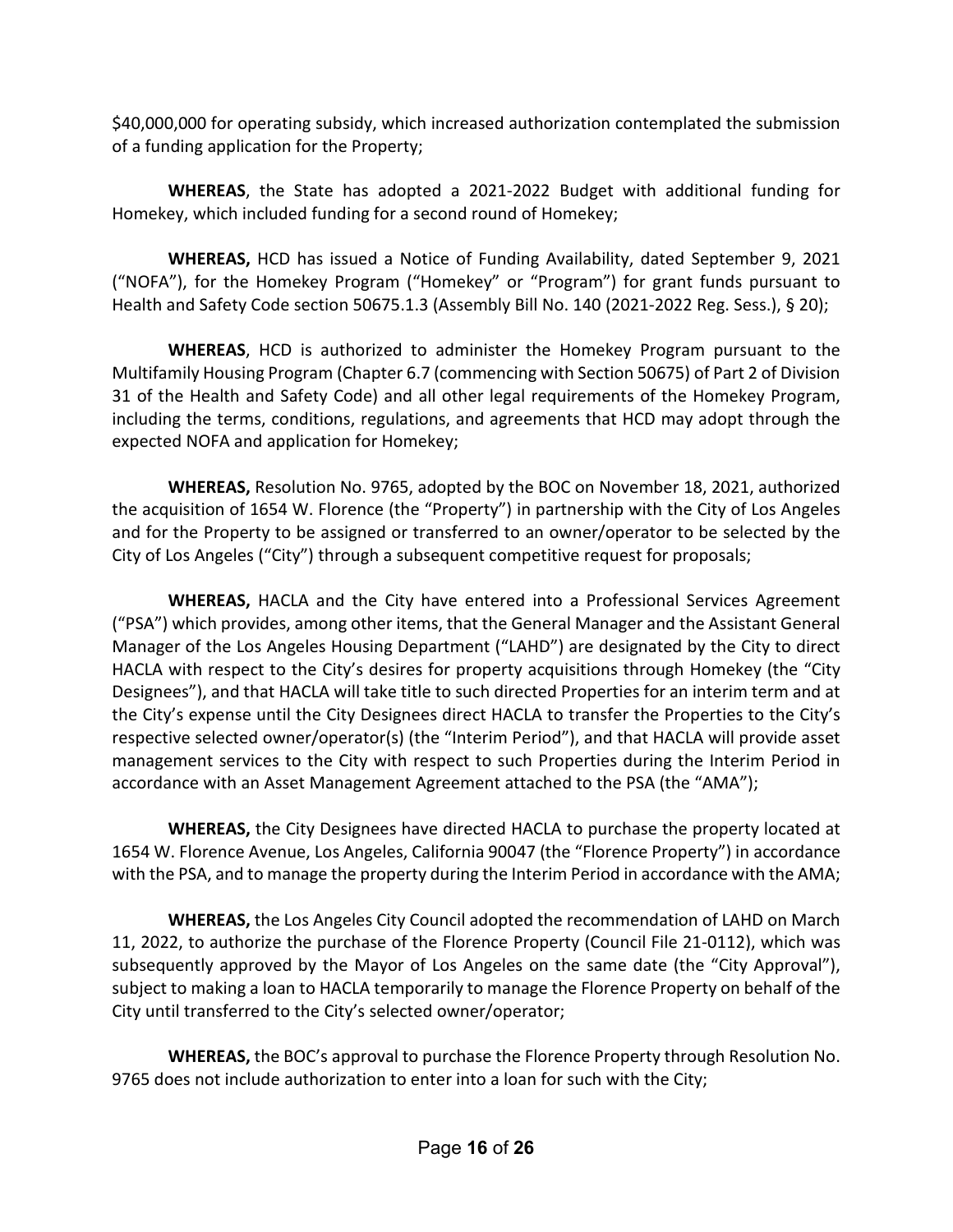$40,000,000 for operating subsidy, which increased authorization contemplated the submission of a funding application for the Property;

**WHEREAS**, the State has adopted a 2021-2022 Budget with additional funding for Homekey, which included funding for a second round of Homekey;

**WHEREAS,** HCD has issued a Notice of Funding Availability, dated September 9, 2021 ("NOFA"), for the Homekey Program ("Homekey" or "Program") for grant funds pursuant to Health and Safety Code section 50675.1.3 (Assembly Bill No. 140 (2021-2022 Reg. Sess.), § 20);

**WHEREAS**, HCD is authorized to administer the Homekey Program pursuant to the Multifamily Housing Program (Chapter 6.7 (commencing with Section 50675) of Part 2 of Division 31 of the Health and Safety Code) and all other legal requirements of the Homekey Program, including the terms, conditions, regulations, and agreements that HCD may adopt through the expected NOFA and application for Homekey;

**WHEREAS,** Resolution No. 9765, adopted by the BOC on November 18, 2021, authorized the acquisition of 1654 W. Florence (the "Property") in partnership with the City of Los Angeles and for the Property to be assigned or transferred to an owner/operator to be selected by the City of Los Angeles ("City") through a subsequent competitive request for proposals;

**WHEREAS,** HACLA and the City have entered into a Professional Services Agreement ("PSA") which provides, among other items, that the General Manager and the Assistant General Manager of the Los Angeles Housing Department ("LAHD") are designated by the City to direct HACLA with respect to the City's desires for property acquisitions through Homekey (the "City Designees"), and that HACLA will take title to such directed Properties for an interim term and at the City's expense until the City Designees direct HACLA to transfer the Properties to the City's respective selected owner/operator(s) (the "Interim Period"), and that HACLA will provide asset management services to the City with respect to such Properties during the Interim Period in accordance with an Asset Management Agreement attached to the PSA (the "AMA");

**WHEREAS,** the City Designees have directed HACLA to purchase the property located at 1654 W. Florence Avenue, Los Angeles, California 90047 (the "Florence Property") in accordance with the PSA, and to manage the property during the Interim Period in accordance with the AMA;

**WHEREAS,** the Los Angeles City Council adopted the recommendation of LAHD on March 11, 2022, to authorize the purchase of the Florence Property (Council File 21-0112), which was subsequently approved by the Mayor of Los Angeles on the same date (the "City Approval"), subject to making a loan to HACLA temporarily to manage the Florence Property on behalf of the City until transferred to the City's selected owner/operator;

**WHEREAS,** the BOC's approval to purchase the Florence Property through Resolution No. 9765 does not include authorization to enter into a loan for such with the City;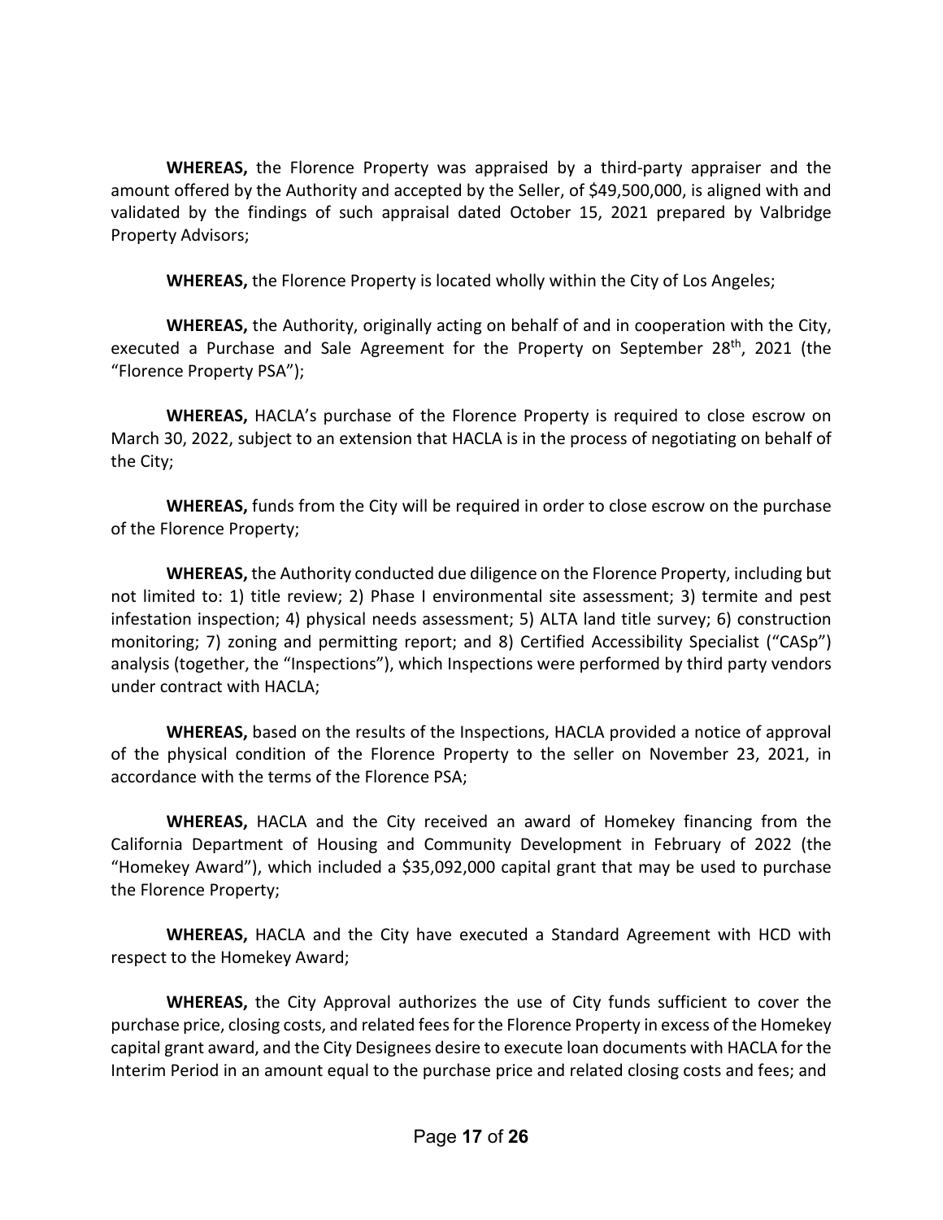**WHEREAS,** the Florence Property was appraised by a third-party appraiser and the amount offered by the Authority and accepted by the Seller, of $49,500,000, is aligned with and validated by the findings of such appraisal dated October 15, 2021 prepared by Valbridge Property Advisors;

**WHEREAS,** the Florence Property is located wholly within the City of Los Angeles;

**WHEREAS,** the Authority, originally acting on behalf of and in cooperation with the City, executed a Purchase and Sale Agreement for the Property on September 28th, 2021 (the "Florence Property PSA");

**WHEREAS,** HACLA's purchase of the Florence Property is required to close escrow on March 30, 2022, subject to an extension that HACLA is in the process of negotiating on behalf of the City;

**WHEREAS,** funds from the City will be required in order to close escrow on the purchase of the Florence Property;

**WHEREAS,** the Authority conducted due diligence on the Florence Property, including but not limited to: 1) title review; 2) Phase I environmental site assessment; 3) termite and pest infestation inspection; 4) physical needs assessment; 5) ALTA land title survey; 6) construction monitoring; 7) zoning and permitting report; and 8) Certified Accessibility Specialist ("CASp") analysis (together, the "Inspections"), which Inspections were performed by third party vendors under contract with HACLA;

**WHEREAS,** based on the results of the Inspections, HACLA provided a notice of approval of the physical condition of the Florence Property to the seller on November 23, 2021, in accordance with the terms of the Florence PSA;

**WHEREAS,** HACLA and the City received an award of Homekey financing from the California Department of Housing and Community Development in February of 2022 (the "Homekey Award"), which included a $35,092,000 capital grant that may be used to purchase the Florence Property;

**WHEREAS,** HACLA and the City have executed a Standard Agreement with HCD with respect to the Homekey Award;

**WHEREAS,** the City Approval authorizes the use of City funds sufficient to cover the purchase price, closing costs, and related fees for the Florence Property in excess of the Homekey capital grant award, and the City Designees desire to execute loan documents with HACLA for the Interim Period in an amount equal to the purchase price and related closing costs and fees; and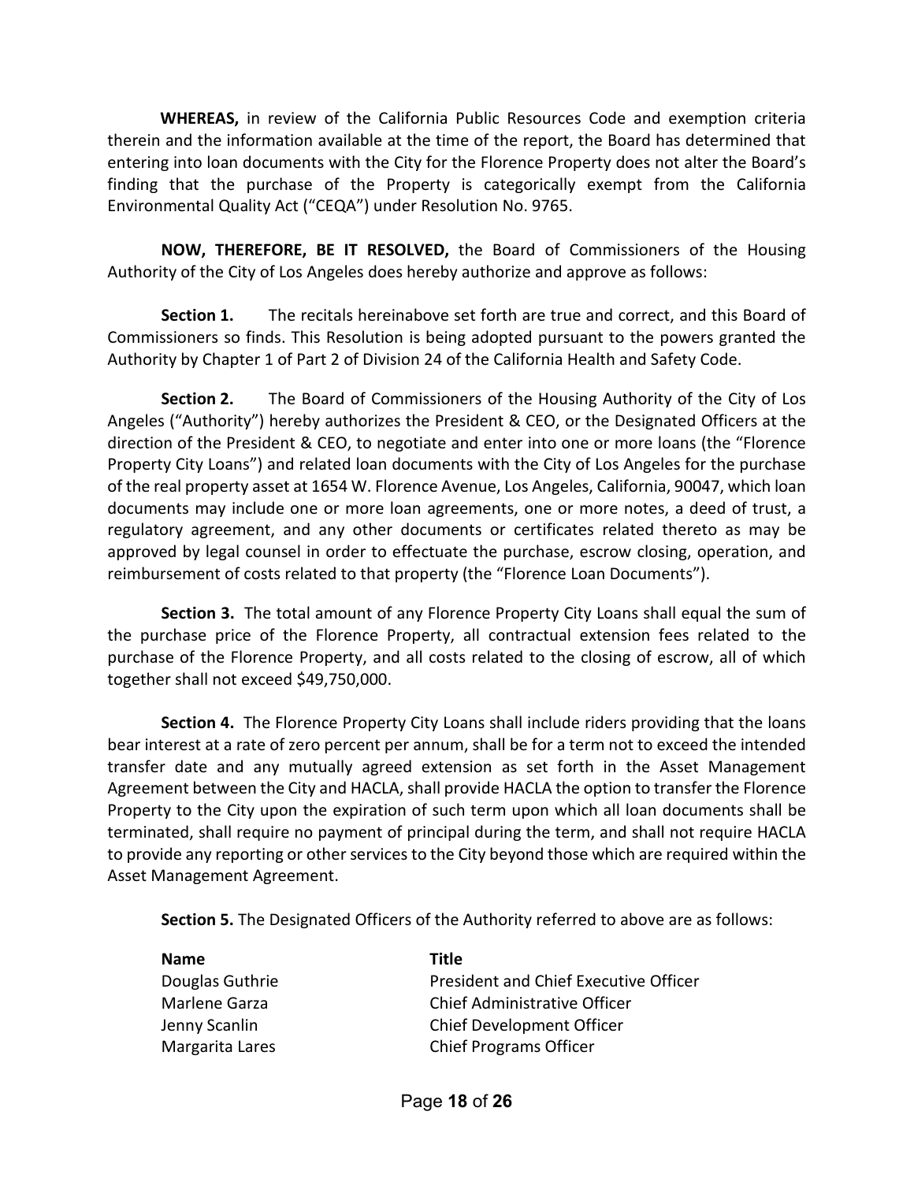**WHEREAS,** in review of the California Public Resources Code and exemption criteria therein and the information available at the time of the report, the Board has determined that entering into loan documents with the City for the Florence Property does not alter the Board's finding that the purchase of the Property is categorically exempt from the California Environmental Quality Act ("CEQA") under Resolution No. 9765.

**NOW, THEREFORE, BE IT RESOLVED,** the Board of Commissioners of the Housing Authority of the City of Los Angeles does hereby authorize and approve as follows:

**Section 1.** The recitals hereinabove set forth are true and correct, and this Board of Commissioners so finds. This Resolution is being adopted pursuant to the powers granted the Authority by Chapter 1 of Part 2 of Division 24 of the California Health and Safety Code.

**Section 2.** The Board of Commissioners of the Housing Authority of the City of Los Angeles ("Authority") hereby authorizes the President & CEO, or the Designated Officers at the direction of the President & CEO, to negotiate and enter into one or more loans (the "Florence Property City Loans") and related loan documents with the City of Los Angeles for the purchase of the real property asset at 1654 W. Florence Avenue, Los Angeles, California, 90047, which loan documents may include one or more loan agreements, one or more notes, a deed of trust, a regulatory agreement, and any other documents or certificates related thereto as may be approved by legal counsel in order to effectuate the purchase, escrow closing, operation, and reimbursement of costs related to that property (the "Florence Loan Documents").

**Section 3.** The total amount of any Florence Property City Loans shall equal the sum of the purchase price of the Florence Property, all contractual extension fees related to the purchase of the Florence Property, and all costs related to the closing of escrow, all of which together shall not exceed $49,750,000.

**Section 4.** The Florence Property City Loans shall include riders providing that the loans bear interest at a rate of zero percent per annum, shall be for a term not to exceed the intended transfer date and any mutually agreed extension as set forth in the Asset Management Agreement between the City and HACLA, shall provide HACLA the option to transfer the Florence Property to the City upon the expiration of such term upon which all loan documents shall be terminated, shall require no payment of principal during the term, and shall not require HACLA to provide any reporting or other services to the City beyond those which are required within the Asset Management Agreement.

**Section 5.** The Designated Officers of the Authority referred to above are as follows:

| **Name** | **Title** |
|---|---|
| Douglas Guthrie | President and Chief Executive Officer |
| Marlene Garza | Chief Administrative Officer |
| Jenny Scanlin | Chief Development Officer |
| Margarita Lares | Chief Programs Officer |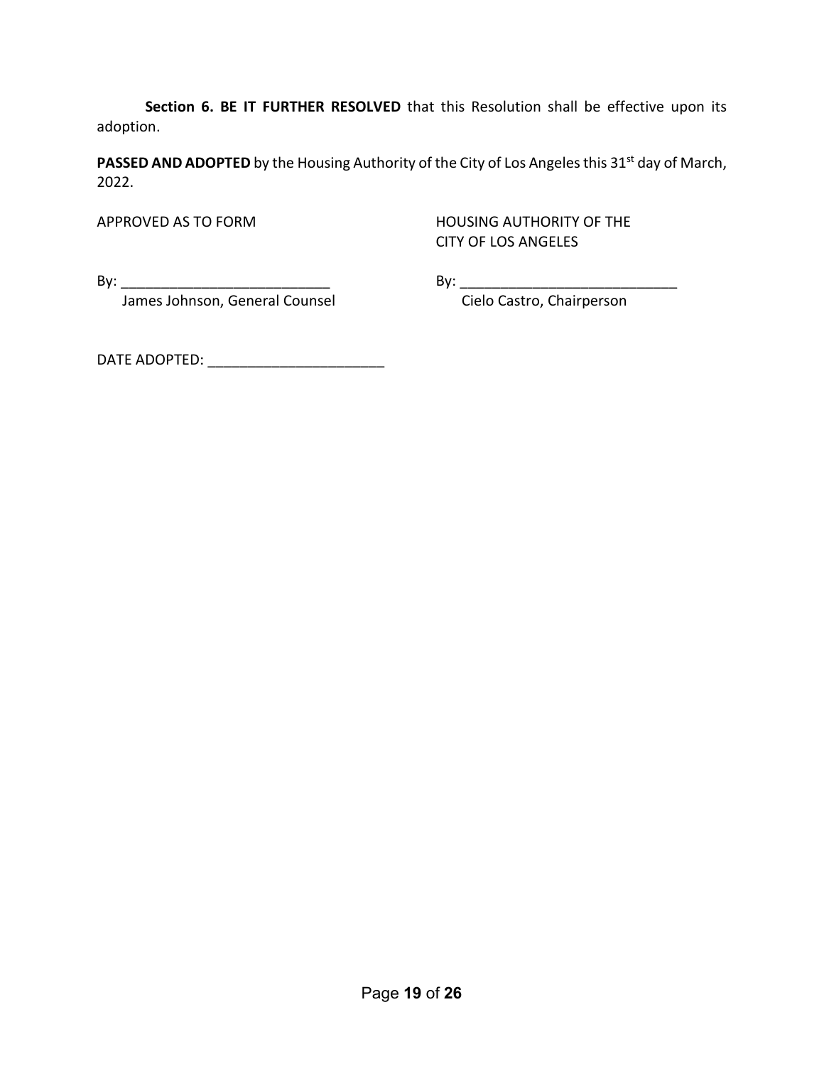**Section 6. BE IT FURTHER RESOLVED** that this Resolution shall be effective upon its adoption.

**PASSED AND ADOPTED** by the Housing Authority of the City of Los Angeles this 31st day of March, 2022.

| APPROVED AS TO FORM | HOUSING AUTHORITY OF THE CITY OF LOS ANGELES |
|---|---|
| By: ___________________________ | By: ____________________________ |
| James Johnson, General Counsel | Cielo Castro, Chairperson |

DATE ADOPTED: ______________________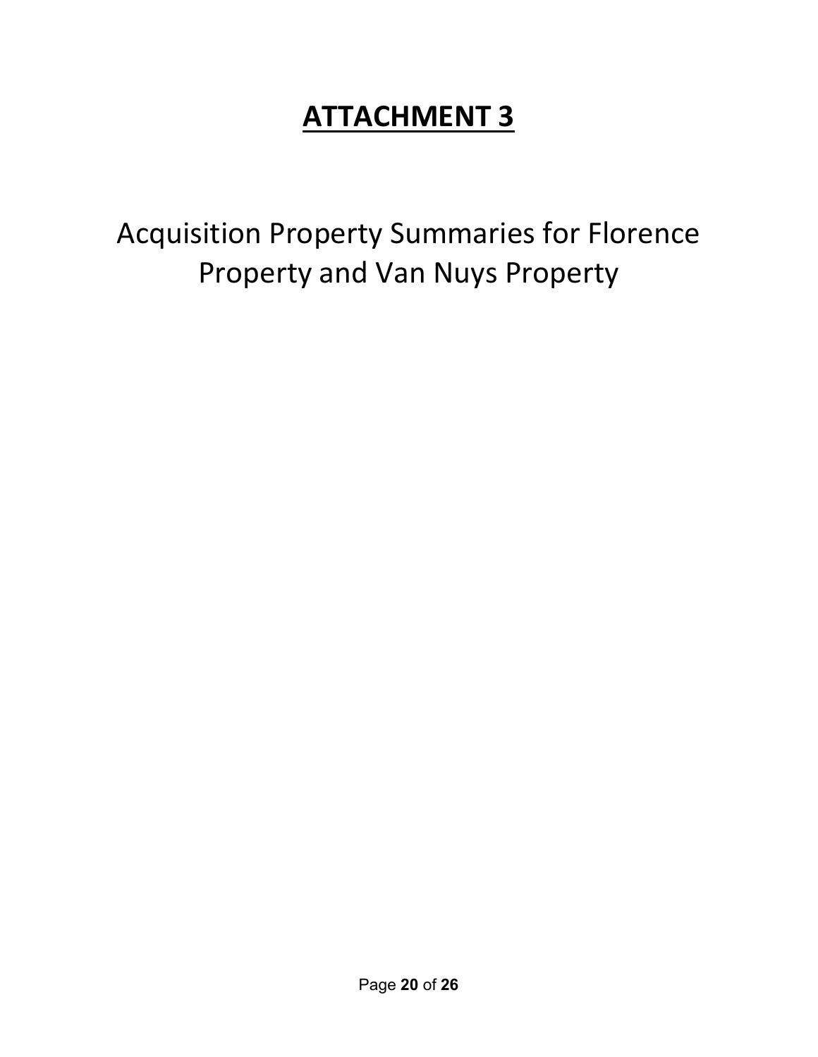# **ATTACHMENT 3**

Acquisition Property Summaries for Florence Property and Van Nuys Property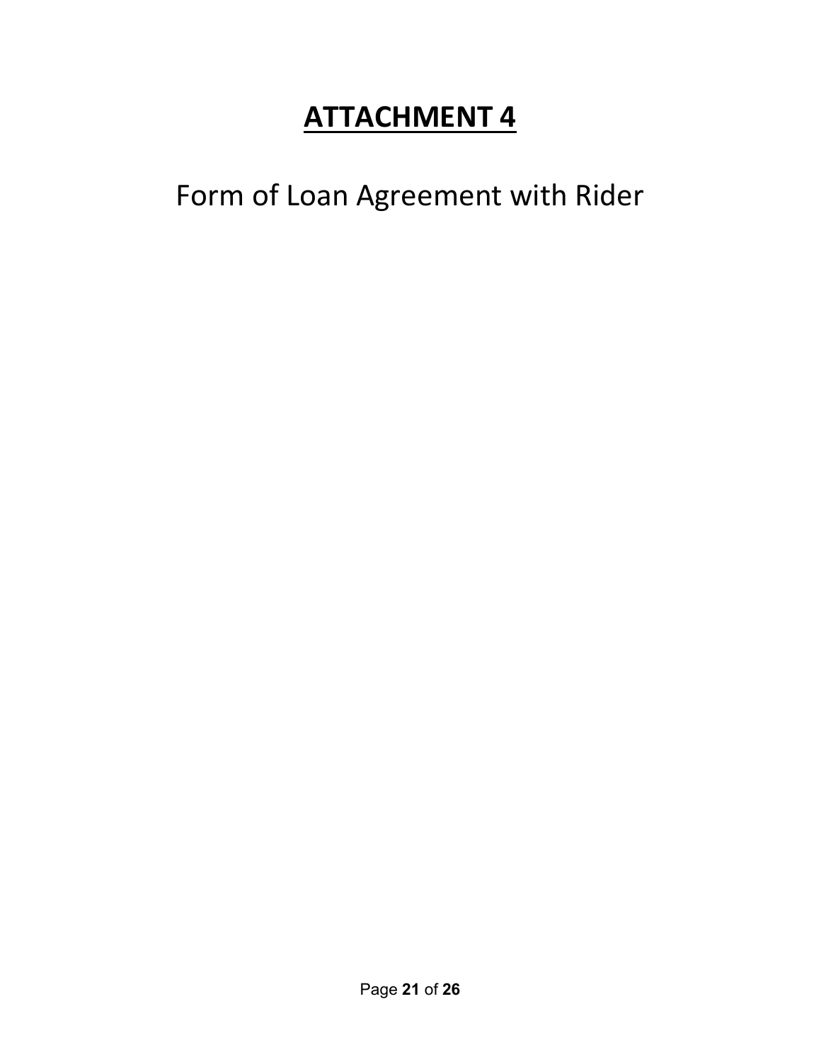# **ATTACHMENT 4**

Form of Loan Agreement with Rider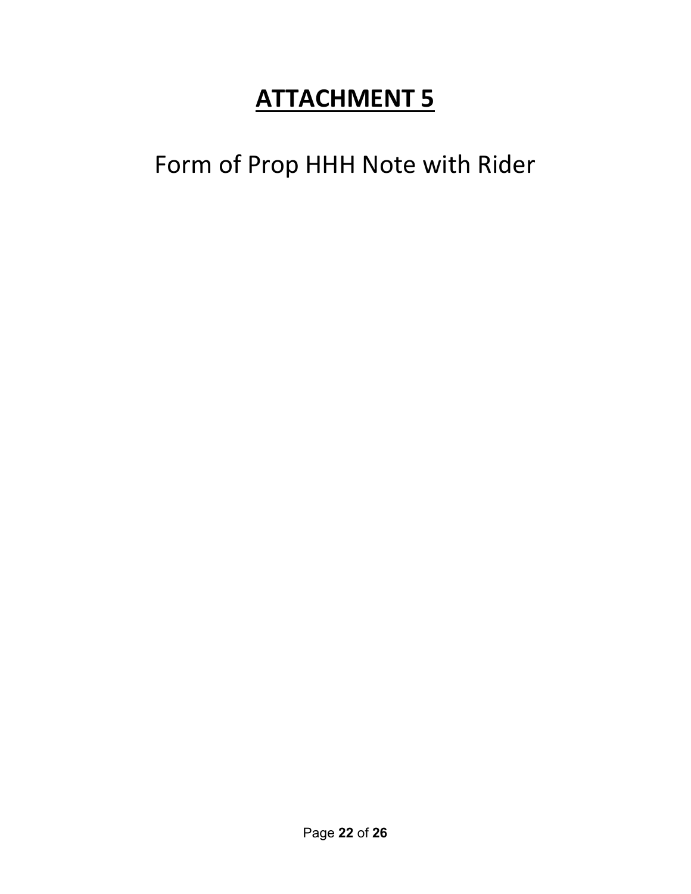# **ATTACHMENT 5**

Form of Prop HHH Note with Rider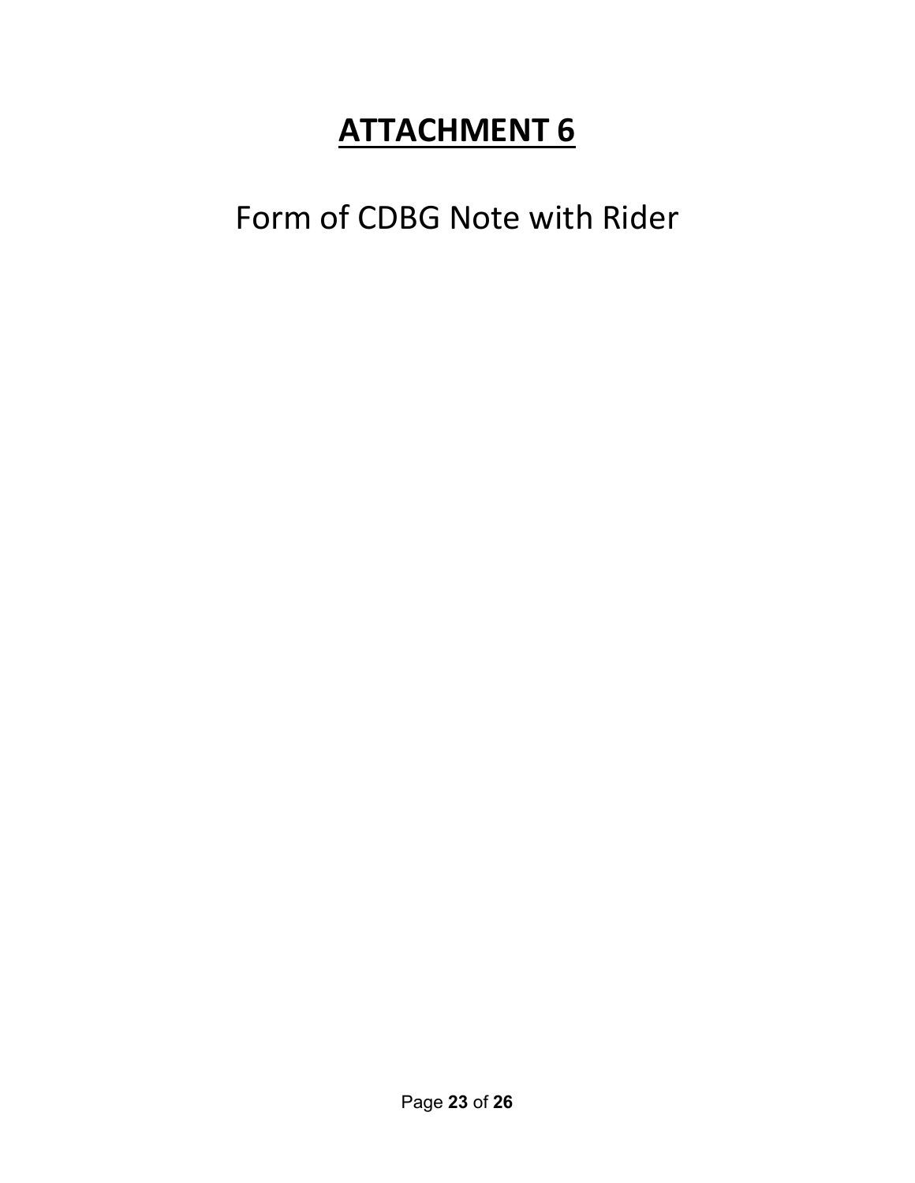# **ATTACHMENT 6**

Form of CDBG Note with Rider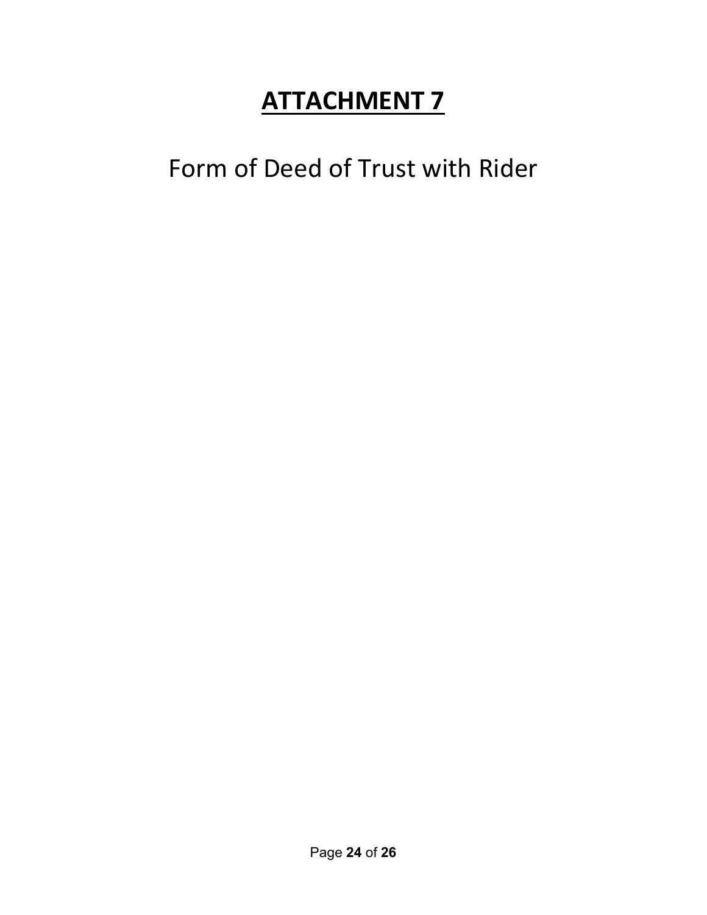# **ATTACHMENT 7**

Form of Deed of Trust with Rider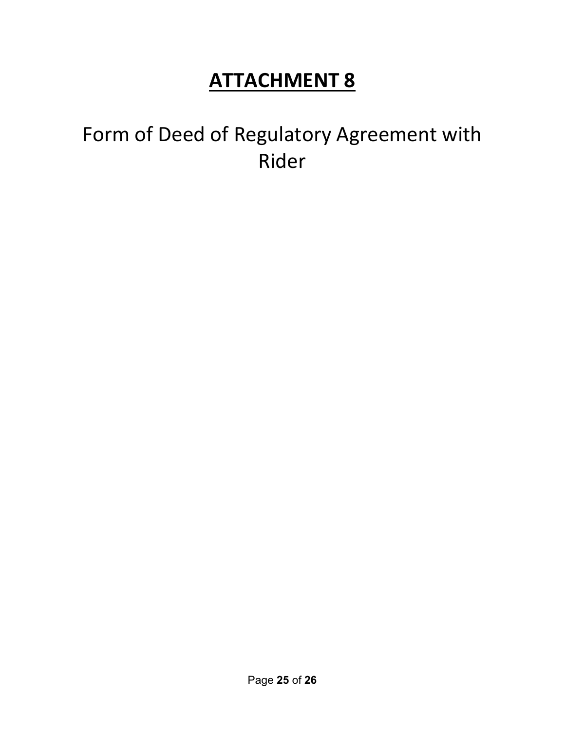# **ATTACHMENT 8**

Form of Deed of Regulatory Agreement with Rider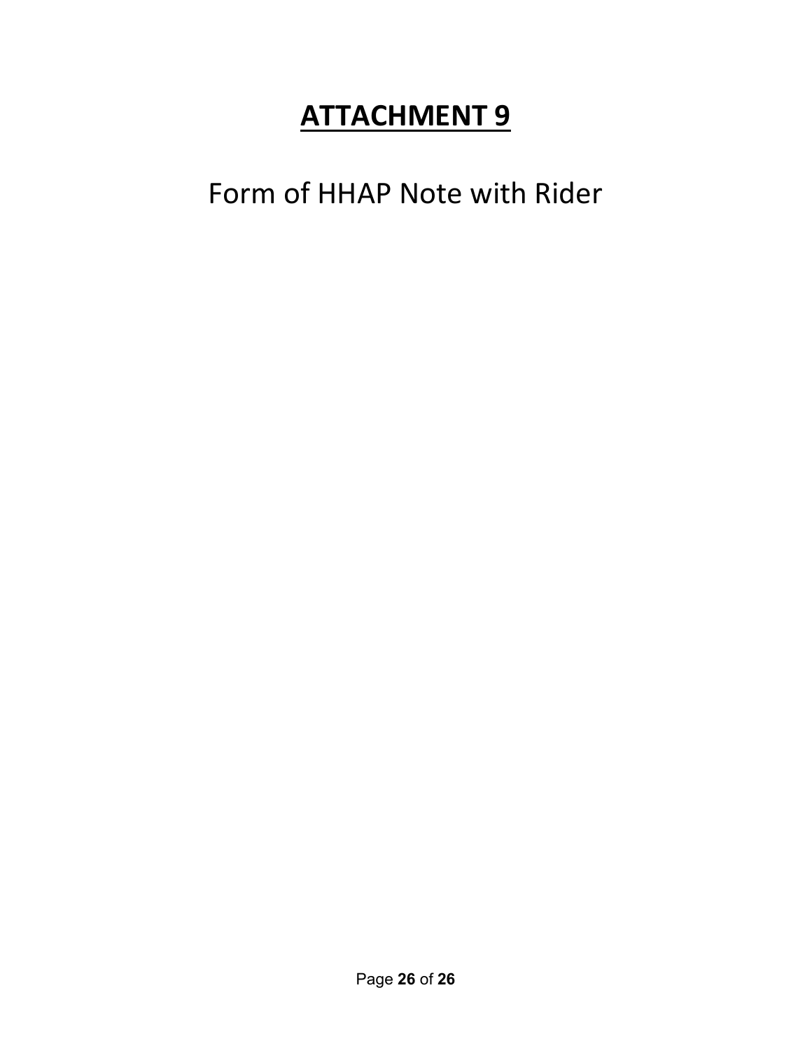# **ATTACHMENT 9**

Form of HHAP Note with Rider